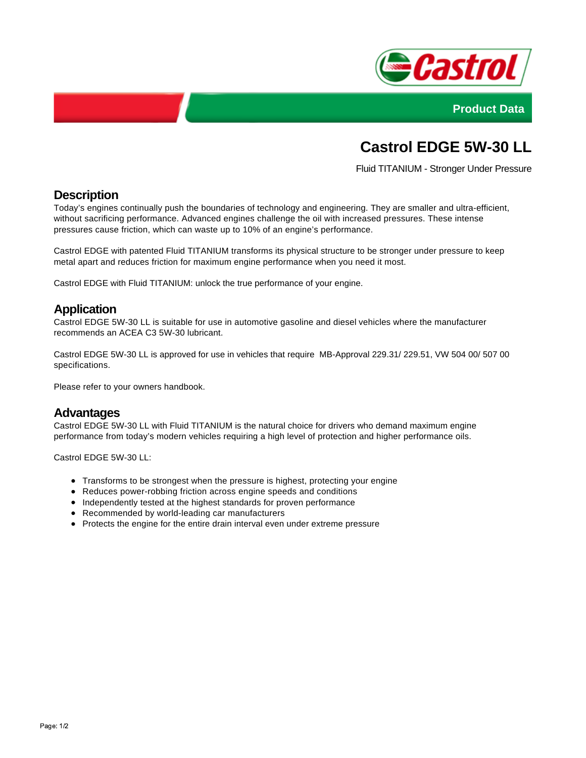Product Data

# Castrol EDGE 5W-30 LL

Fluid TITANIUM - Stronger Under Pressure

## Description

Today's engines continually push the boundaries of technology and engineering. They are smaller and ultra-efficient, without sacrificing performance. Advanced engines challenge the oil with increased pressures. These intense pressures cause friction, which can waste up to 10% of an engine's performance.

Castrol EDGE with patented Fluid TITANIUM transforms its physical structure to be stronger under pressure to keep metal apart and reduces friction for maximum engine performance when you need it most.

Castrol EDGE with Fluid TITANIUM: unlock the true performance of your engine.

## Application

Castrol EDGE 5W-30 LL is suitable for use in automotive gasoline and diesel vehicles where the manufacturer recommends an ACEA C3 5W-30 lubricant.

Castrol EDGE 5W-30 LL is approved for use in vehicles that require MB-Approval 229.31/ 229.51, VW 504 00/ 507 00 specifications.

Please refer to your owners handbook.

## Advantages

Castrol EDGE 5W-30 LL with Fluid TITANIUM is the natural choice for drivers who demand maximum engine performance from today's modern vehicles requiring a high level of protection and higher performance oils.

Castrol EDGE 5W-30 LL:

- Transforms to be strongest when the pressure is highest, protecting your engine
- Reduces power-robbing friction across engine speeds and conditions
- Independently tested at the highest standards for proven performance
- Recommended by world-leading car manufacturers
- Protects the engine for the entire drain interval even under extreme pressure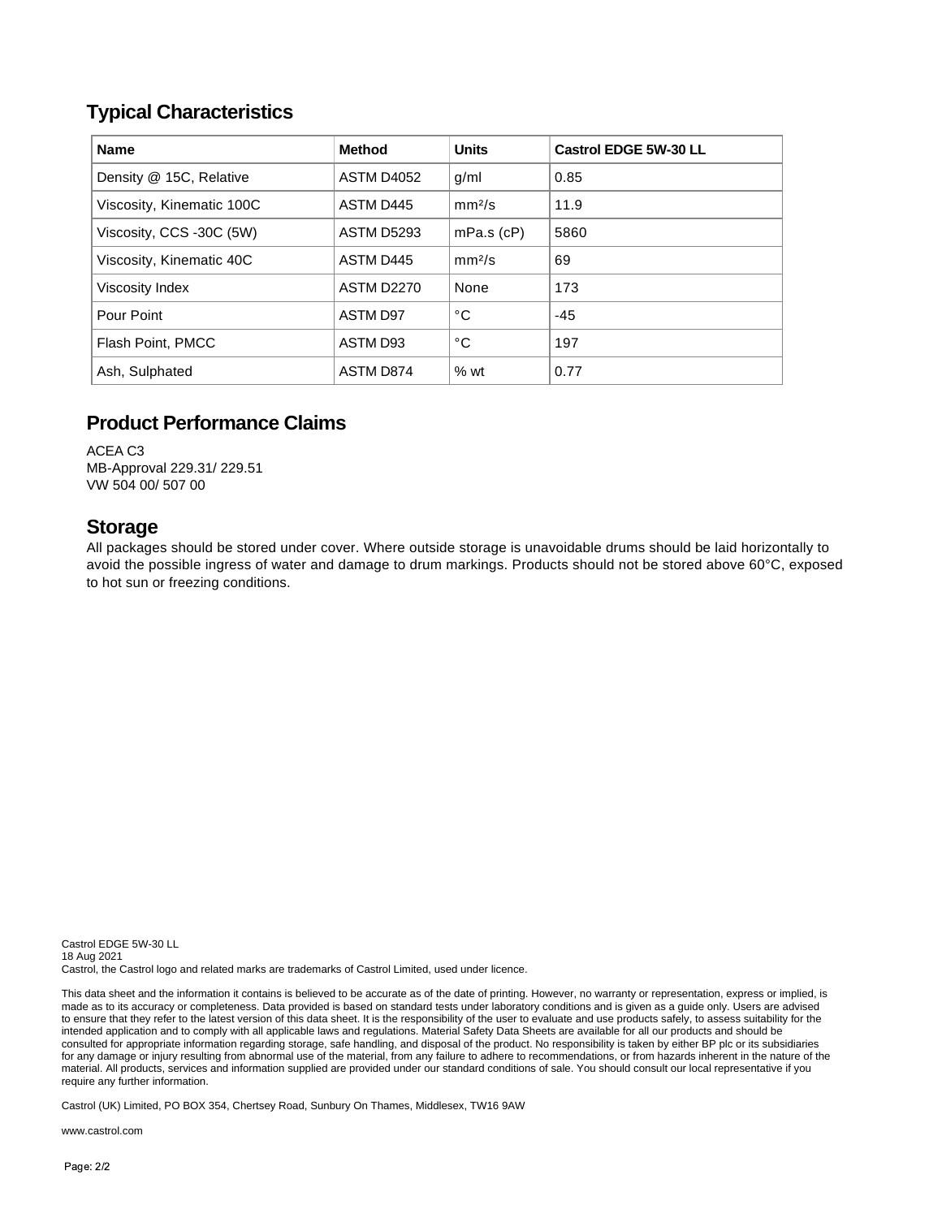## Typical Characteristics

| Name | Method | Units | Castrol EDGE 5W-30 LL |
|---|---|---|---|
| Density @ 15C, Relative | ASTM D4052 | g/ml | 0.85 |
| Viscosity, Kinematic 100C | ASTM D445 | $mm^2/s$ | 11.9 |
| Viscosity, CCS -30C (5W) | ASTM D5293 | mPa.s (cP) | 5860 |
| Viscosity, Kinematic 40C | ASTM D445 | $mm^2/s$ | 69 |
| Viscosity Index | ASTM D2270 | None | 173 |
| Pour Point | ASTM D97 | °C | -45 |
| Flash Point, PMCC | ASTM D93 | °C | 197 |
| Ash, Sulphated | ASTM D874 | % wt | 0.77 |

## Product Performance Claims

ACEA C3
MB-Approval 229.31/ 229.51
VW 504 00/ 507 00

## Storage

All packages should be stored under cover. Where outside storage is unavoidable drums should be laid horizontally to avoid the possible ingress of water and damage to drum markings. Products should not be stored above 60°C, exposed to hot sun or freezing conditions.

Castrol EDGE 5W-30 LL
18 Aug 2021
Castrol, the Castrol logo and related marks are trademarks of Castrol Limited, used under licence.

This data sheet and the information it contains is believed to be accurate as of the date of printing. However, no warranty or representation, express or implied, is made as to its accuracy or completeness. Data provided is based on standard tests under laboratory conditions and is given as a guide only. Users are advised to ensure that they refer to the latest version of this data sheet. It is the responsibility of the user to evaluate and use products safely, to assess suitability for the intended application and to comply with all applicable laws and regulations. Material Safety Data Sheets are available for all our products and should be consulted for appropriate information regarding storage, safe handling, and disposal of the product. No responsibility is taken by either BP plc or its subsidiaries for any damage or injury resulting from abnormal use of the material, from any failure to adhere to recommendations, or from hazards inherent in the nature of the material. All products, services and information supplied are provided under our standard conditions of sale. You should consult our local representative if you require any further information.

Castrol (UK) Limited, PO BOX 354, Chertsey Road, Sunbury On Thames, Middlesex, TW16 9AW

www.castrol.com